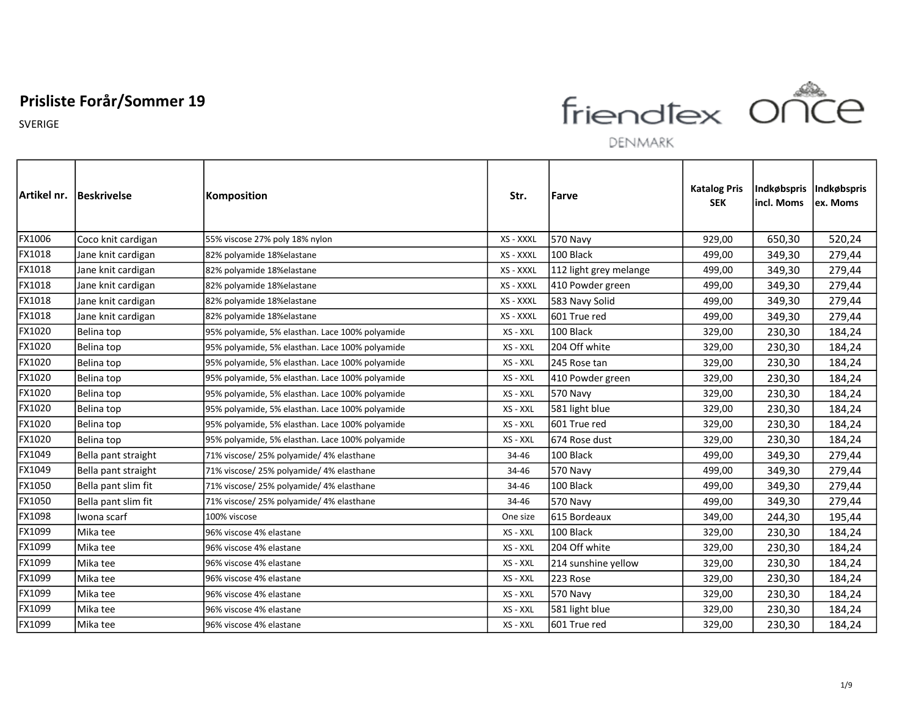# Prisliste Forår/Sommer 19

SVERIGE

friendtex DENMARK once

| Artikel nr. | Beskrivelse | Komposition | Str. | Farve | Katalog Pris SEK | Indkøbspris incl. Moms | Indkøbspris ex. Moms |
|---|---|---|---|---|---|---|---|
| FX1006 | Coco knit cardigan | 55% viscose 27% poly 18% nylon | XS - XXXL | 570 Navy | 929,00 | 650,30 | 520,24 |
| FX1018 | Jane knit cardigan | 82% polyamide 18%elastane | XS - XXXL | 100 Black | 499,00 | 349,30 | 279,44 |
| FX1018 | Jane knit cardigan | 82% polyamide 18%elastane | XS - XXXL | 112 light grey melange | 499,00 | 349,30 | 279,44 |
| FX1018 | Jane knit cardigan | 82% polyamide 18%elastane | XS - XXXL | 410 Powder green | 499,00 | 349,30 | 279,44 |
| FX1018 | Jane knit cardigan | 82% polyamide 18%elastane | XS - XXXL | 583 Navy Solid | 499,00 | 349,30 | 279,44 |
| FX1018 | Jane knit cardigan | 82% polyamide 18%elastane | XS - XXXL | 601 True red | 499,00 | 349,30 | 279,44 |
| FX1020 | Belina top | 95% polyamide, 5% elasthan. Lace 100% polyamide | XS - XXL | 100 Black | 329,00 | 230,30 | 184,24 |
| FX1020 | Belina top | 95% polyamide, 5% elasthan. Lace 100% polyamide | XS - XXL | 204 Off white | 329,00 | 230,30 | 184,24 |
| FX1020 | Belina top | 95% polyamide, 5% elasthan. Lace 100% polyamide | XS - XXL | 245 Rose tan | 329,00 | 230,30 | 184,24 |
| FX1020 | Belina top | 95% polyamide, 5% elasthan. Lace 100% polyamide | XS - XXL | 410 Powder green | 329,00 | 230,30 | 184,24 |
| FX1020 | Belina top | 95% polyamide, 5% elasthan. Lace 100% polyamide | XS - XXL | 570 Navy | 329,00 | 230,30 | 184,24 |
| FX1020 | Belina top | 95% polyamide, 5% elasthan. Lace 100% polyamide | XS - XXL | 581 light blue | 329,00 | 230,30 | 184,24 |
| FX1020 | Belina top | 95% polyamide, 5% elasthan. Lace 100% polyamide | XS - XXL | 601 True red | 329,00 | 230,30 | 184,24 |
| FX1020 | Belina top | 95% polyamide, 5% elasthan. Lace 100% polyamide | XS - XXL | 674 Rose dust | 329,00 | 230,30 | 184,24 |
| FX1049 | Bella pant straight | 71% viscose/ 25% polyamide/ 4% elasthane | 34-46 | 100 Black | 499,00 | 349,30 | 279,44 |
| FX1049 | Bella pant straight | 71% viscose/ 25% polyamide/ 4% elasthane | 34-46 | 570 Navy | 499,00 | 349,30 | 279,44 |
| FX1050 | Bella pant slim fit | 71% viscose/ 25% polyamide/ 4% elasthane | 34-46 | 100 Black | 499,00 | 349,30 | 279,44 |
| FX1050 | Bella pant slim fit | 71% viscose/ 25% polyamide/ 4% elasthane | 34-46 | 570 Navy | 499,00 | 349,30 | 279,44 |
| FX1098 | Iwona scarf | 100% viscose | One size | 615 Bordeaux | 349,00 | 244,30 | 195,44 |
| FX1099 | Mika tee | 96% viscose 4% elastane | XS - XXL | 100 Black | 329,00 | 230,30 | 184,24 |
| FX1099 | Mika tee | 96% viscose 4% elastane | XS - XXL | 204 Off white | 329,00 | 230,30 | 184,24 |
| FX1099 | Mika tee | 96% viscose 4% elastane | XS - XXL | 214 sunshine yellow | 329,00 | 230,30 | 184,24 |
| FX1099 | Mika tee | 96% viscose 4% elastane | XS - XXL | 223 Rose | 329,00 | 230,30 | 184,24 |
| FX1099 | Mika tee | 96% viscose 4% elastane | XS - XXL | 570 Navy | 329,00 | 230,30 | 184,24 |
| FX1099 | Mika tee | 96% viscose 4% elastane | XS - XXL | 581 light blue | 329,00 | 230,30 | 184,24 |
| FX1099 | Mika tee | 96% viscose 4% elastane | XS - XXL | 601 True red | 329,00 | 230,30 | 184,24 |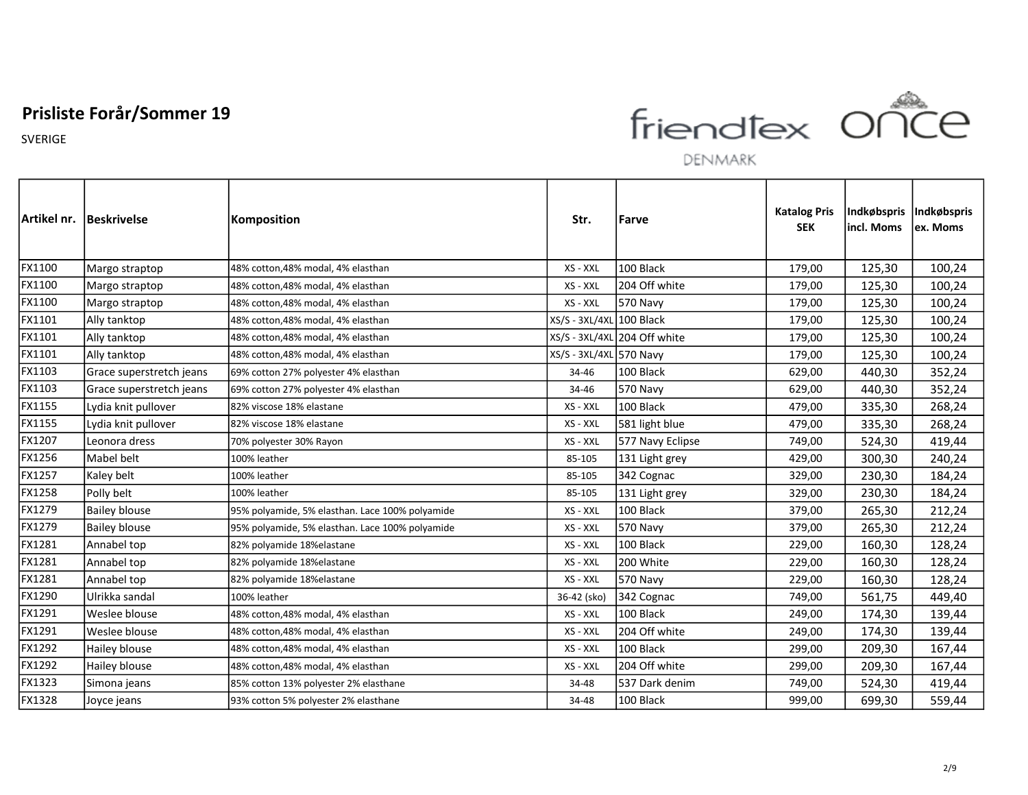## Prisliste Forår/Sommer 19

SVERIGE

friendtex DENMARK once

| Artikel nr. | Beskrivelse | Komposition | Str. | Farve | Katalog Pris SEK | Indkøbspris incl. Moms | Indkøbspris ex. Moms |
|---|---|---|---|---|---|---|---|
| FX1100 | Margo straptop | 48% cotton,48% modal, 4% elasthan | XS - XXL | 100 Black | 179,00 | 125,30 | 100,24 |
| FX1100 | Margo straptop | 48% cotton,48% modal, 4% elasthan | XS - XXL | 204 Off white | 179,00 | 125,30 | 100,24 |
| FX1100 | Margo straptop | 48% cotton,48% modal, 4% elasthan | XS - XXL | 570 Navy | 179,00 | 125,30 | 100,24 |
| FX1101 | Ally tanktop | 48% cotton,48% modal, 4% elasthan | XS/S - 3XL/4XL | 100 Black | 179,00 | 125,30 | 100,24 |
| FX1101 | Ally tanktop | 48% cotton,48% modal, 4% elasthan | XS/S - 3XL/4XL | 204 Off white | 179,00 | 125,30 | 100,24 |
| FX1101 | Ally tanktop | 48% cotton,48% modal, 4% elasthan | XS/S - 3XL/4XL | 570 Navy | 179,00 | 125,30 | 100,24 |
| FX1103 | Grace superstretch jeans | 69% cotton 27% polyester 4% elasthan | 34-46 | 100 Black | 629,00 | 440,30 | 352,24 |
| FX1103 | Grace superstretch jeans | 69% cotton 27% polyester 4% elasthan | 34-46 | 570 Navy | 629,00 | 440,30 | 352,24 |
| FX1155 | Lydia knit pullover | 82% viscose 18% elastane | XS - XXL | 100 Black | 479,00 | 335,30 | 268,24 |
| FX1155 | Lydia knit pullover | 82% viscose 18% elastane | XS - XXL | 581 light blue | 479,00 | 335,30 | 268,24 |
| FX1207 | Leonora dress | 70% polyester 30% Rayon | XS - XXL | 577 Navy Eclipse | 749,00 | 524,30 | 419,44 |
| FX1256 | Mabel belt | 100% leather | 85-105 | 131 Light grey | 429,00 | 300,30 | 240,24 |
| FX1257 | Kaley belt | 100% leather | 85-105 | 342 Cognac | 329,00 | 230,30 | 184,24 |
| FX1258 | Polly belt | 100% leather | 85-105 | 131 Light grey | 329,00 | 230,30 | 184,24 |
| FX1279 | Bailey blouse | 95% polyamide, 5% elasthan. Lace 100% polyamide | XS - XXL | 100 Black | 379,00 | 265,30 | 212,24 |
| FX1279 | Bailey blouse | 95% polyamide, 5% elasthan. Lace 100% polyamide | XS - XXL | 570 Navy | 379,00 | 265,30 | 212,24 |
| FX1281 | Annabel top | 82% polyamide 18%elastane | XS - XXL | 100 Black | 229,00 | 160,30 | 128,24 |
| FX1281 | Annabel top | 82% polyamide 18%elastane | XS - XXL | 200 White | 229,00 | 160,30 | 128,24 |
| FX1281 | Annabel top | 82% polyamide 18%elastane | XS - XXL | 570 Navy | 229,00 | 160,30 | 128,24 |
| FX1290 | Ulrikka sandal | 100% leather | 36-42 (sko) | 342 Cognac | 749,00 | 561,75 | 449,40 |
| FX1291 | Weslee blouse | 48% cotton,48% modal, 4% elasthan | XS - XXL | 100 Black | 249,00 | 174,30 | 139,44 |
| FX1291 | Weslee blouse | 48% cotton,48% modal, 4% elasthan | XS - XXL | 204 Off white | 249,00 | 174,30 | 139,44 |
| FX1292 | Hailey blouse | 48% cotton,48% modal, 4% elasthan | XS - XXL | 100 Black | 299,00 | 209,30 | 167,44 |
| FX1292 | Hailey blouse | 48% cotton,48% modal, 4% elasthan | XS - XXL | 204 Off white | 299,00 | 209,30 | 167,44 |
| FX1323 | Simona jeans | 85% cotton 13% polyester 2% elasthane | 34-48 | 537 Dark denim | 749,00 | 524,30 | 419,44 |
| FX1328 | Joyce jeans | 93% cotton 5% polyester 2% elasthane | 34-48 | 100 Black | 999,00 | 699,30 | 559,44 |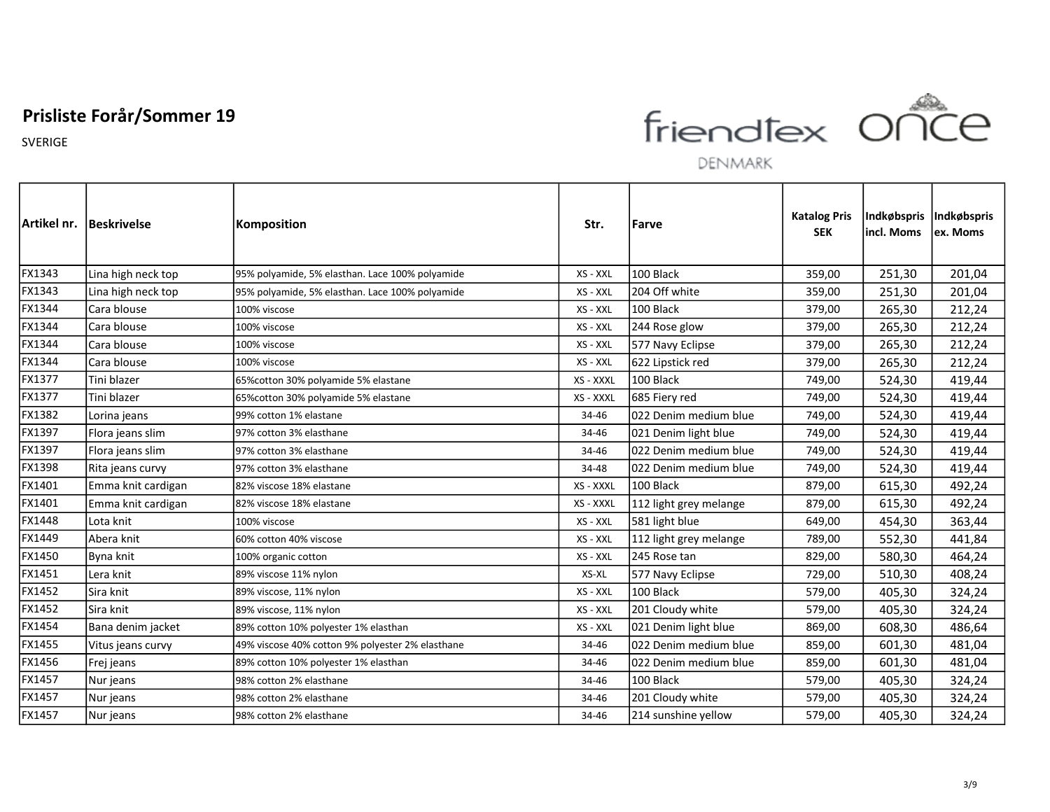# Prisliste Forår/Sommer 19

SVERIGE

friendtex DENMARK once

| Artikel nr. | Beskrivelse | Komposition | Str. | Farve | Katalog Pris SEK | Indkøbspris incl. Moms | Indkøbspris ex. Moms |
|---|---|---|---|---|---|---|---|
| FX1343 | Lina high neck top | 95% polyamide, 5% elasthan. Lace 100% polyamide | XS - XXL | 100 Black | 359,00 | 251,30 | 201,04 |
| FX1343 | Lina high neck top | 95% polyamide, 5% elasthan. Lace 100% polyamide | XS - XXL | 204 Off white | 359,00 | 251,30 | 201,04 |
| FX1344 | Cara blouse | 100% viscose | XS - XXL | 100 Black | 379,00 | 265,30 | 212,24 |
| FX1344 | Cara blouse | 100% viscose | XS - XXL | 244 Rose glow | 379,00 | 265,30 | 212,24 |
| FX1344 | Cara blouse | 100% viscose | XS - XXL | 577 Navy Eclipse | 379,00 | 265,30 | 212,24 |
| FX1344 | Cara blouse | 100% viscose | XS - XXL | 622 Lipstick red | 379,00 | 265,30 | 212,24 |
| FX1377 | Tini blazer | 65%cotton 30% polyamide 5% elastane | XS - XXXL | 100 Black | 749,00 | 524,30 | 419,44 |
| FX1377 | Tini blazer | 65%cotton 30% polyamide 5% elastane | XS - XXXL | 685 Fiery red | 749,00 | 524,30 | 419,44 |
| FX1382 | Lorina jeans | 99% cotton 1% elastane | 34-46 | 022 Denim medium blue | 749,00 | 524,30 | 419,44 |
| FX1397 | Flora jeans slim | 97% cotton 3% elasthane | 34-46 | 021 Denim light blue | 749,00 | 524,30 | 419,44 |
| FX1397 | Flora jeans slim | 97% cotton 3% elasthane | 34-46 | 022 Denim medium blue | 749,00 | 524,30 | 419,44 |
| FX1398 | Rita jeans curvy | 97% cotton 3% elasthane | 34-48 | 022 Denim medium blue | 749,00 | 524,30 | 419,44 |
| FX1401 | Emma knit cardigan | 82% viscose 18% elastane | XS - XXXL | 100 Black | 879,00 | 615,30 | 492,24 |
| FX1401 | Emma knit cardigan | 82% viscose 18% elastane | XS - XXXL | 112 light grey melange | 879,00 | 615,30 | 492,24 |
| FX1448 | Lota knit | 100% viscose | XS - XXL | 581 light blue | 649,00 | 454,30 | 363,44 |
| FX1449 | Abera knit | 60% cotton 40% viscose | XS - XXL | 112 light grey melange | 789,00 | 552,30 | 441,84 |
| FX1450 | Byna knit | 100% organic cotton | XS - XXL | 245 Rose tan | 829,00 | 580,30 | 464,24 |
| FX1451 | Lera knit | 89% viscose 11% nylon | XS-XL | 577 Navy Eclipse | 729,00 | 510,30 | 408,24 |
| FX1452 | Sira knit | 89% viscose, 11% nylon | XS - XXL | 100 Black | 579,00 | 405,30 | 324,24 |
| FX1452 | Sira knit | 89% viscose, 11% nylon | XS - XXL | 201 Cloudy white | 579,00 | 405,30 | 324,24 |
| FX1454 | Bana denim jacket | 89% cotton 10% polyester 1% elasthan | XS - XXL | 021 Denim light blue | 869,00 | 608,30 | 486,64 |
| FX1455 | Vitus jeans curvy | 49% viscose 40% cotton 9% polyester 2% elasthane | 34-46 | 022 Denim medium blue | 859,00 | 601,30 | 481,04 |
| FX1456 | Frej jeans | 89% cotton 10% polyester 1% elasthan | 34-46 | 022 Denim medium blue | 859,00 | 601,30 | 481,04 |
| FX1457 | Nur jeans | 98% cotton 2% elasthane | 34-46 | 100 Black | 579,00 | 405,30 | 324,24 |
| FX1457 | Nur jeans | 98% cotton 2% elasthane | 34-46 | 201 Cloudy white | 579,00 | 405,30 | 324,24 |
| FX1457 | Nur jeans | 98% cotton 2% elasthane | 34-46 | 214 sunshine yellow | 579,00 | 405,30 | 324,24 |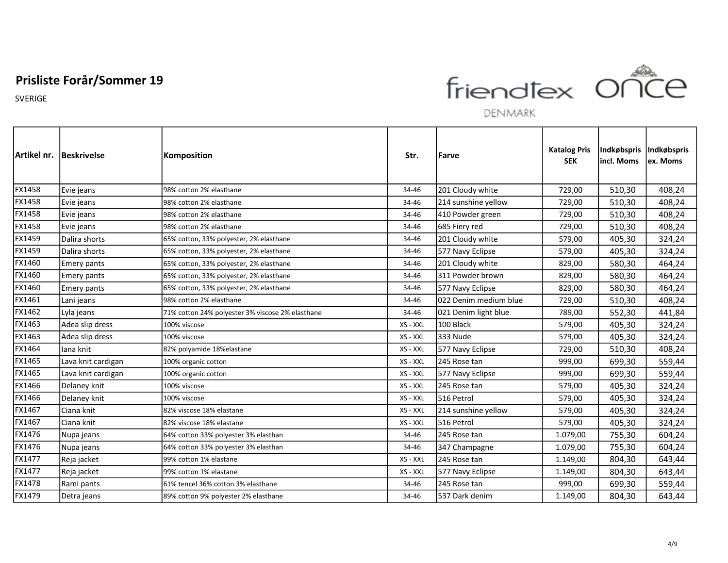# Prisliste Forår/Sommer 19

SVERIGE

friendtex DENMARK once

| Artikel nr. | Beskrivelse | Komposition | Str. | Farve | Katalog Pris SEK | Indkøbspris incl. Moms | Indkøbspris ex. Moms |
|---|---|---|---|---|---|---|---|
| FX1458 | Evie jeans | 98% cotton 2% elasthane | 34-46 | 201 Cloudy white | 729,00 | 510,30 | 408,24 |
| FX1458 | Evie jeans | 98% cotton 2% elasthane | 34-46 | 214 sunshine yellow | 729,00 | 510,30 | 408,24 |
| FX1458 | Evie jeans | 98% cotton 2% elasthane | 34-46 | 410 Powder green | 729,00 | 510,30 | 408,24 |
| FX1458 | Evie jeans | 98% cotton 2% elasthane | 34-46 | 685 Fiery red | 729,00 | 510,30 | 408,24 |
| FX1459 | Dalira shorts | 65% cotton, 33% polyester, 2% elasthane | 34-46 | 201 Cloudy white | 579,00 | 405,30 | 324,24 |
| FX1459 | Dalira shorts | 65% cotton, 33% polyester, 2% elasthane | 34-46 | 577 Navy Eclipse | 579,00 | 405,30 | 324,24 |
| FX1460 | Emery pants | 65% cotton, 33% polyester, 2% elasthane | 34-46 | 201 Cloudy white | 829,00 | 580,30 | 464,24 |
| FX1460 | Emery pants | 65% cotton, 33% polyester, 2% elasthane | 34-46 | 311 Powder brown | 829,00 | 580,30 | 464,24 |
| FX1460 | Emery pants | 65% cotton, 33% polyester, 2% elasthane | 34-46 | 577 Navy Eclipse | 829,00 | 580,30 | 464,24 |
| FX1461 | Lani jeans | 98% cotton 2% elasthane | 34-46 | 022 Denim medium blue | 729,00 | 510,30 | 408,24 |
| FX1462 | Lyla jeans | 71% cotton 24% polyester 3% viscose 2% elasthane | 34-46 | 021 Denim light blue | 789,00 | 552,30 | 441,84 |
| FX1463 | Adea slip dress | 100% viscose | XS - XXL | 100 Black | 579,00 | 405,30 | 324,24 |
| FX1463 | Adea slip dress | 100% viscose | XS - XXL | 333 Nude | 579,00 | 405,30 | 324,24 |
| FX1464 | Iana knit | 82% polyamide 18%elastane | XS - XXL | 577 Navy Eclipse | 729,00 | 510,30 | 408,24 |
| FX1465 | Lava knit cardigan | 100% organic cotton | XS - XXL | 245 Rose tan | 999,00 | 699,30 | 559,44 |
| FX1465 | Lava knit cardigan | 100% organic cotton | XS - XXL | 577 Navy Eclipse | 999,00 | 699,30 | 559,44 |
| FX1466 | Delaney knit | 100% viscose | XS - XXL | 245 Rose tan | 579,00 | 405,30 | 324,24 |
| FX1466 | Delaney knit | 100% viscose | XS - XXL | 516 Petrol | 579,00 | 405,30 | 324,24 |
| FX1467 | Ciana knit | 82% viscose 18% elastane | XS - XXL | 214 sunshine yellow | 579,00 | 405,30 | 324,24 |
| FX1467 | Ciana knit | 82% viscose 18% elastane | XS - XXL | 516 Petrol | 579,00 | 405,30 | 324,24 |
| FX1476 | Nupa jeans | 64% cotton 33% polyester 3% elasthan | 34-46 | 245 Rose tan | 1.079,00 | 755,30 | 604,24 |
| FX1476 | Nupa jeans | 64% cotton 33% polyester 3% elasthan | 34-46 | 347 Champagne | 1.079,00 | 755,30 | 604,24 |
| FX1477 | Reja jacket | 99% cotton 1% elastane | XS - XXL | 245 Rose tan | 1.149,00 | 804,30 | 643,44 |
| FX1477 | Reja jacket | 99% cotton 1% elastane | XS - XXL | 577 Navy Eclipse | 1.149,00 | 804,30 | 643,44 |
| FX1478 | Rami pants | 61% tencel 36% cotton 3% elasthane | 34-46 | 245 Rose tan | 999,00 | 699,30 | 559,44 |
| FX1479 | Detra jeans | 89% cotton 9% polyester 2% elasthane | 34-46 | 537 Dark denim | 1.149,00 | 804,30 | 643,44 |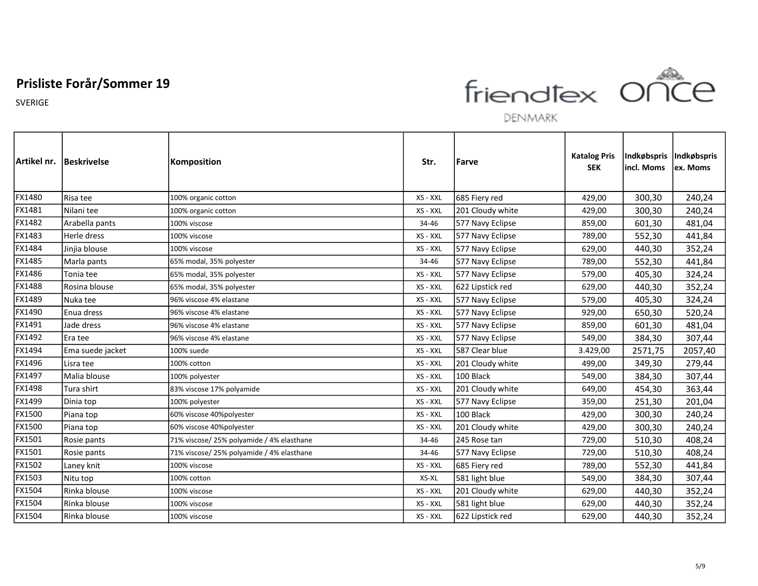# Prisliste Forår/Sommer 19

SVERIGE

friendtex DENMARK once

| Artikel nr. | Beskrivelse | Komposition | Str. | Farve | Katalog Pris SEK | Indkøbspris incl. Moms | Indkøbspris ex. Moms |
|---|---|---|---|---|---|---|---|
| FX1480 | Risa tee | 100% organic cotton | XS - XXL | 685 Fiery red | 429,00 | 300,30 | 240,24 |
| FX1481 | Nilani tee | 100% organic cotton | XS - XXL | 201 Cloudy white | 429,00 | 300,30 | 240,24 |
| FX1482 | Arabella pants | 100% viscose | 34-46 | 577 Navy Eclipse | 859,00 | 601,30 | 481,04 |
| FX1483 | Herle dress | 100% viscose | XS - XXL | 577 Navy Eclipse | 789,00 | 552,30 | 441,84 |
| FX1484 | Jinjia blouse | 100% viscose | XS - XXL | 577 Navy Eclipse | 629,00 | 440,30 | 352,24 |
| FX1485 | Marla pants | 65% modal, 35% polyester | 34-46 | 577 Navy Eclipse | 789,00 | 552,30 | 441,84 |
| FX1486 | Tonia tee | 65% modal, 35% polyester | XS - XXL | 577 Navy Eclipse | 579,00 | 405,30 | 324,24 |
| FX1488 | Rosina blouse | 65% modal, 35% polyester | XS - XXL | 622 Lipstick red | 629,00 | 440,30 | 352,24 |
| FX1489 | Nuka tee | 96% viscose 4% elastane | XS - XXL | 577 Navy Eclipse | 579,00 | 405,30 | 324,24 |
| FX1490 | Enua dress | 96% viscose 4% elastane | XS - XXL | 577 Navy Eclipse | 929,00 | 650,30 | 520,24 |
| FX1491 | Jade dress | 96% viscose 4% elastane | XS - XXL | 577 Navy Eclipse | 859,00 | 601,30 | 481,04 |
| FX1492 | Era tee | 96% viscose 4% elastane | XS - XXL | 577 Navy Eclipse | 549,00 | 384,30 | 307,44 |
| FX1494 | Ema suede jacket | 100% suede | XS - XXL | 587 Clear blue | 3.429,00 | 2571,75 | 2057,40 |
| FX1496 | Lisra tee | 100% cotton | XS - XXL | 201 Cloudy white | 499,00 | 349,30 | 279,44 |
| FX1497 | Malia blouse | 100% polyester | XS - XXL | 100 Black | 549,00 | 384,30 | 307,44 |
| FX1498 | Tura shirt | 83% viscose 17% polyamide | XS - XXL | 201 Cloudy white | 649,00 | 454,30 | 363,44 |
| FX1499 | Dinia top | 100% polyester | XS - XXL | 577 Navy Eclipse | 359,00 | 251,30 | 201,04 |
| FX1500 | Piana top | 60% viscose 40%polyester | XS - XXL | 100 Black | 429,00 | 300,30 | 240,24 |
| FX1500 | Piana top | 60% viscose 40%polyester | XS - XXL | 201 Cloudy white | 429,00 | 300,30 | 240,24 |
| FX1501 | Rosie pants | 71% viscose/ 25% polyamide / 4% elasthane | 34-46 | 245 Rose tan | 729,00 | 510,30 | 408,24 |
| FX1501 | Rosie pants | 71% viscose/ 25% polyamide / 4% elasthane | 34-46 | 577 Navy Eclipse | 729,00 | 510,30 | 408,24 |
| FX1502 | Laney knit | 100% viscose | XS - XXL | 685 Fiery red | 789,00 | 552,30 | 441,84 |
| FX1503 | Nitu top | 100% cotton | XS-XL | 581 light blue | 549,00 | 384,30 | 307,44 |
| FX1504 | Rinka blouse | 100% viscose | XS - XXL | 201 Cloudy white | 629,00 | 440,30 | 352,24 |
| FX1504 | Rinka blouse | 100% viscose | XS - XXL | 581 light blue | 629,00 | 440,30 | 352,24 |
| FX1504 | Rinka blouse | 100% viscose | XS - XXL | 622 Lipstick red | 629,00 | 440,30 | 352,24 |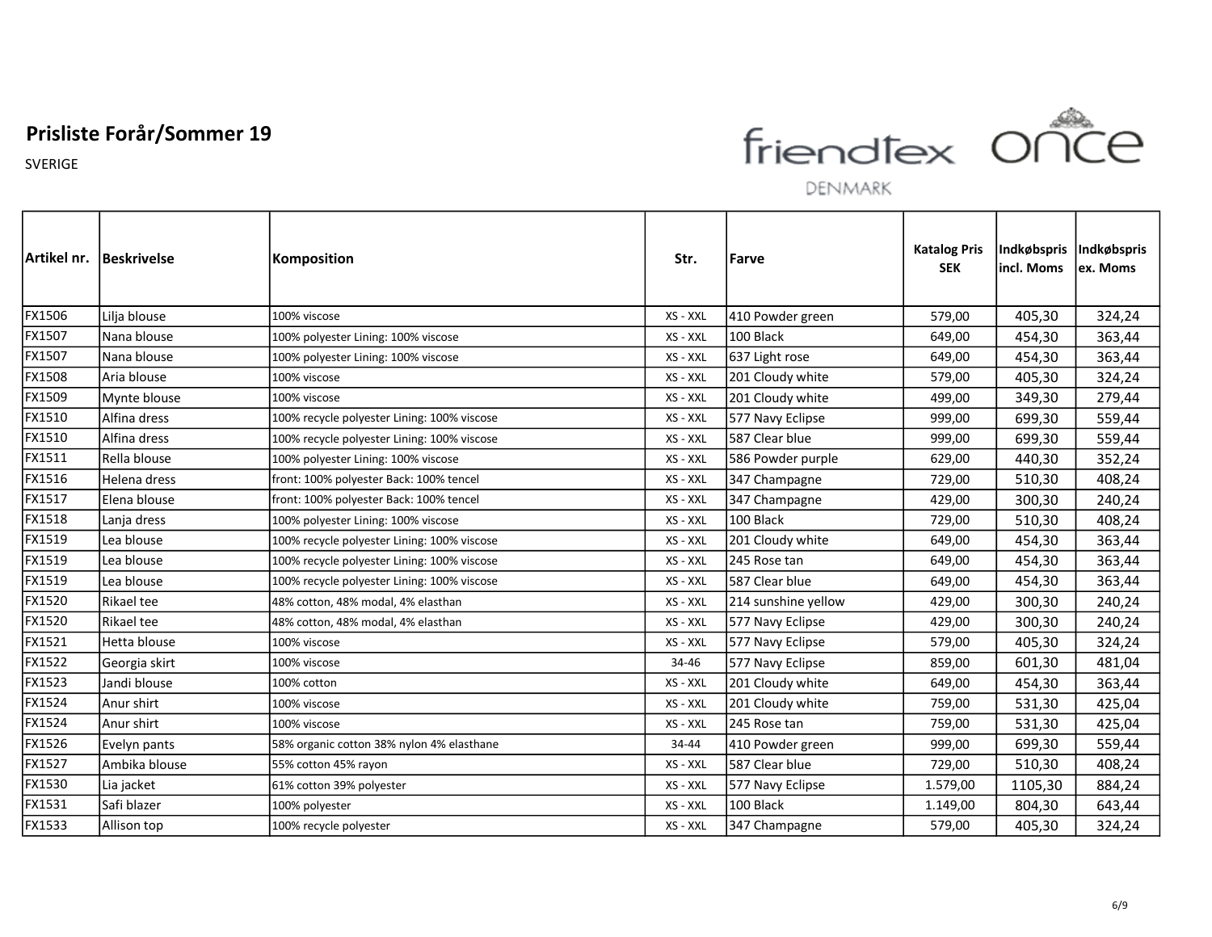# Prisliste Forår/Sommer 19

SVERIGE

friendtex DENMARK once

| Artikel nr. | Beskrivelse | Komposition | Str. | Farve | Katalog Pris SEK | Indkøbspris incl. Moms | Indkøbspris ex. Moms |
|---|---|---|---|---|---|---|---|
| FX1506 | Lilja blouse | 100% viscose | XS - XXL | 410 Powder green | 579,00 | 405,30 | 324,24 |
| FX1507 | Nana blouse | 100% polyester Lining: 100% viscose | XS - XXL | 100 Black | 649,00 | 454,30 | 363,44 |
| FX1507 | Nana blouse | 100% polyester Lining: 100% viscose | XS - XXL | 637 Light rose | 649,00 | 454,30 | 363,44 |
| FX1508 | Aria blouse | 100% viscose | XS - XXL | 201 Cloudy white | 579,00 | 405,30 | 324,24 |
| FX1509 | Mynte blouse | 100% viscose | XS - XXL | 201 Cloudy white | 499,00 | 349,30 | 279,44 |
| FX1510 | Alfina dress | 100% recycle polyester Lining: 100% viscose | XS - XXL | 577 Navy Eclipse | 999,00 | 699,30 | 559,44 |
| FX1510 | Alfina dress | 100% recycle polyester Lining: 100% viscose | XS - XXL | 587 Clear blue | 999,00 | 699,30 | 559,44 |
| FX1511 | Rella blouse | 100% polyester Lining: 100% viscose | XS - XXL | 586 Powder purple | 629,00 | 440,30 | 352,24 |
| FX1516 | Helena dress | front: 100% polyester Back: 100% tencel | XS - XXL | 347 Champagne | 729,00 | 510,30 | 408,24 |
| FX1517 | Elena blouse | front: 100% polyester Back: 100% tencel | XS - XXL | 347 Champagne | 429,00 | 300,30 | 240,24 |
| FX1518 | Lanja dress | 100% polyester Lining: 100% viscose | XS - XXL | 100 Black | 729,00 | 510,30 | 408,24 |
| FX1519 | Lea blouse | 100% recycle polyester Lining: 100% viscose | XS - XXL | 201 Cloudy white | 649,00 | 454,30 | 363,44 |
| FX1519 | Lea blouse | 100% recycle polyester Lining: 100% viscose | XS - XXL | 245 Rose tan | 649,00 | 454,30 | 363,44 |
| FX1519 | Lea blouse | 100% recycle polyester Lining: 100% viscose | XS - XXL | 587 Clear blue | 649,00 | 454,30 | 363,44 |
| FX1520 | Rikael tee | 48% cotton, 48% modal, 4% elasthan | XS - XXL | 214 sunshine yellow | 429,00 | 300,30 | 240,24 |
| FX1520 | Rikael tee | 48% cotton, 48% modal, 4% elasthan | XS - XXL | 577 Navy Eclipse | 429,00 | 300,30 | 240,24 |
| FX1521 | Hetta blouse | 100% viscose | XS - XXL | 577 Navy Eclipse | 579,00 | 405,30 | 324,24 |
| FX1522 | Georgia skirt | 100% viscose | 34-46 | 577 Navy Eclipse | 859,00 | 601,30 | 481,04 |
| FX1523 | Jandi blouse | 100% cotton | XS - XXL | 201 Cloudy white | 649,00 | 454,30 | 363,44 |
| FX1524 | Anur shirt | 100% viscose | XS - XXL | 201 Cloudy white | 759,00 | 531,30 | 425,04 |
| FX1524 | Anur shirt | 100% viscose | XS - XXL | 245 Rose tan | 759,00 | 531,30 | 425,04 |
| FX1526 | Evelyn pants | 58% organic cotton 38% nylon 4% elasthane | 34-44 | 410 Powder green | 999,00 | 699,30 | 559,44 |
| FX1527 | Ambika blouse | 55% cotton 45% rayon | XS - XXL | 587 Clear blue | 729,00 | 510,30 | 408,24 |
| FX1530 | Lia jacket | 61% cotton 39% polyester | XS - XXL | 577 Navy Eclipse | 1.579,00 | 1105,30 | 884,24 |
| FX1531 | Safi blazer | 100% polyester | XS - XXL | 100 Black | 1.149,00 | 804,30 | 643,44 |
| FX1533 | Allison top | 100% recycle polyester | XS - XXL | 347 Champagne | 579,00 | 405,30 | 324,24 |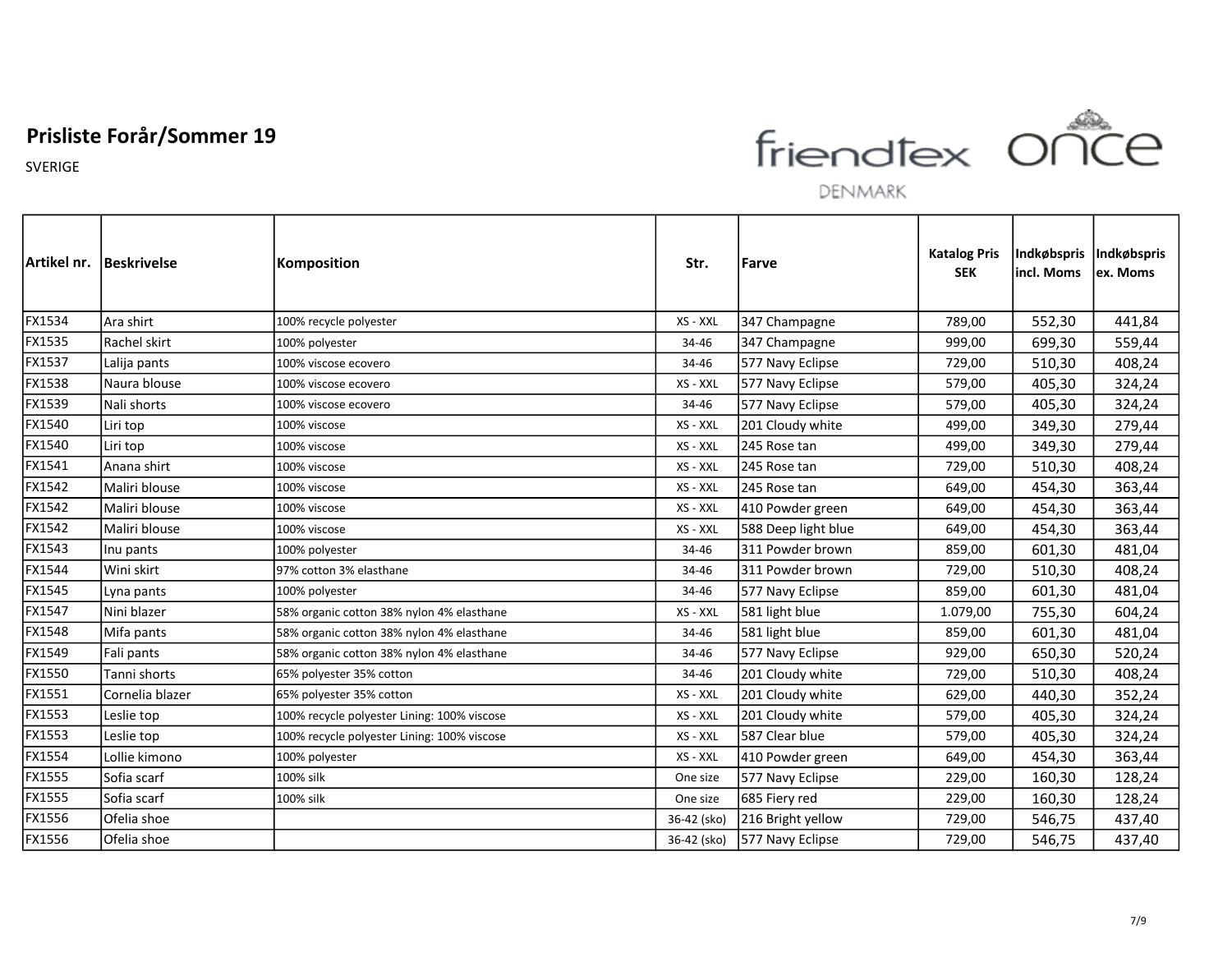# Prisliste Forår/Sommer 19

SVERIGE

friendtex DENMARK once

| Artikel nr. | Beskrivelse | Komposition | Str. | Farve | Katalog Pris SEK | Indkøbspris incl. Moms | Indkøbspris ex. Moms |
|---|---|---|---|---|---|---|---|
| FX1534 | Ara shirt | 100% recycle polyester | XS - XXL | 347 Champagne | 789,00 | 552,30 | 441,84 |
| FX1535 | Rachel skirt | 100% polyester | 34-46 | 347 Champagne | 999,00 | 699,30 | 559,44 |
| FX1537 | Lalija pants | 100% viscose ecovero | 34-46 | 577 Navy Eclipse | 729,00 | 510,30 | 408,24 |
| FX1538 | Naura blouse | 100% viscose ecovero | XS - XXL | 577 Navy Eclipse | 579,00 | 405,30 | 324,24 |
| FX1539 | Nali shorts | 100% viscose ecovero | 34-46 | 577 Navy Eclipse | 579,00 | 405,30 | 324,24 |
| FX1540 | Liri top | 100% viscose | XS - XXL | 201 Cloudy white | 499,00 | 349,30 | 279,44 |
| FX1540 | Liri top | 100% viscose | XS - XXL | 245 Rose tan | 499,00 | 349,30 | 279,44 |
| FX1541 | Anana shirt | 100% viscose | XS - XXL | 245 Rose tan | 729,00 | 510,30 | 408,24 |
| FX1542 | Maliri blouse | 100% viscose | XS - XXL | 245 Rose tan | 649,00 | 454,30 | 363,44 |
| FX1542 | Maliri blouse | 100% viscose | XS - XXL | 410 Powder green | 649,00 | 454,30 | 363,44 |
| FX1542 | Maliri blouse | 100% viscose | XS - XXL | 588 Deep light blue | 649,00 | 454,30 | 363,44 |
| FX1543 | Inu pants | 100% polyester | 34-46 | 311 Powder brown | 859,00 | 601,30 | 481,04 |
| FX1544 | Wini skirt | 97% cotton 3% elasthane | 34-46 | 311 Powder brown | 729,00 | 510,30 | 408,24 |
| FX1545 | Lyna pants | 100% polyester | 34-46 | 577 Navy Eclipse | 859,00 | 601,30 | 481,04 |
| FX1547 | Nini blazer | 58% organic cotton 38% nylon 4% elasthane | XS - XXL | 581 light blue | 1.079,00 | 755,30 | 604,24 |
| FX1548 | Mifa pants | 58% organic cotton 38% nylon 4% elasthane | 34-46 | 581 light blue | 859,00 | 601,30 | 481,04 |
| FX1549 | Fali pants | 58% organic cotton 38% nylon 4% elasthane | 34-46 | 577 Navy Eclipse | 929,00 | 650,30 | 520,24 |
| FX1550 | Tanni shorts | 65% polyester 35% cotton | 34-46 | 201 Cloudy white | 729,00 | 510,30 | 408,24 |
| FX1551 | Cornelia blazer | 65% polyester 35% cotton | XS - XXL | 201 Cloudy white | 629,00 | 440,30 | 352,24 |
| FX1553 | Leslie top | 100% recycle polyester Lining: 100% viscose | XS - XXL | 201 Cloudy white | 579,00 | 405,30 | 324,24 |
| FX1553 | Leslie top | 100% recycle polyester Lining: 100% viscose | XS - XXL | 587 Clear blue | 579,00 | 405,30 | 324,24 |
| FX1554 | Lollie kimono | 100% polyester | XS - XXL | 410 Powder green | 649,00 | 454,30 | 363,44 |
| FX1555 | Sofia scarf | 100% silk | One size | 577 Navy Eclipse | 229,00 | 160,30 | 128,24 |
| FX1555 | Sofia scarf | 100% silk | One size | 685 Fiery red | 229,00 | 160,30 | 128,24 |
| FX1556 | Ofelia shoe | | 36-42 (sko) | 216 Bright yellow | 729,00 | 546,75 | 437,40 |
| FX1556 | Ofelia shoe | | 36-42 (sko) | 577 Navy Eclipse | 729,00 | 546,75 | 437,40 |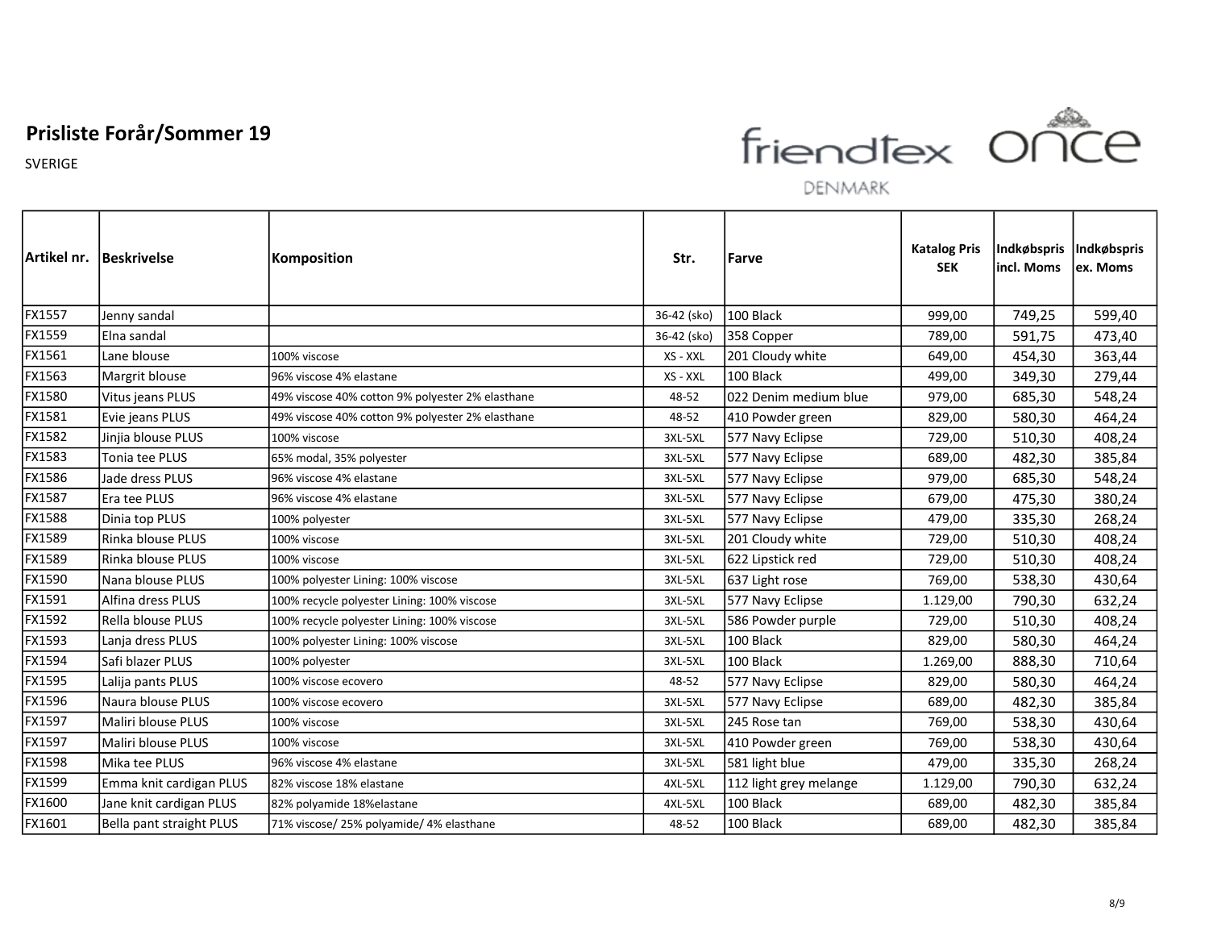# Prisliste Forår/Sommer 19

SVERIGE

friendtex DENMARK once

| Artikel nr. | Beskrivelse | Komposition | Str. | Farve | Katalog Pris SEK | Indkøbspris incl. Moms | Indkøbspris ex. Moms |
|---|---|---|---|---|---|---|---|
| FX1557 | Jenny sandal | | 36-42 (sko) | 100 Black | 999,00 | 749,25 | 599,40 |
| FX1559 | Elna sandal | | 36-42 (sko) | 358 Copper | 789,00 | 591,75 | 473,40 |
| FX1561 | Lane blouse | 100% viscose | XS - XXL | 201 Cloudy white | 649,00 | 454,30 | 363,44 |
| FX1563 | Margrit blouse | 96% viscose 4% elastane | XS - XXL | 100 Black | 499,00 | 349,30 | 279,44 |
| FX1580 | Vitus jeans PLUS | 49% viscose 40% cotton 9% polyester 2% elasthane | 48-52 | 022 Denim medium blue | 979,00 | 685,30 | 548,24 |
| FX1581 | Evie jeans PLUS | 49% viscose 40% cotton 9% polyester 2% elasthane | 48-52 | 410 Powder green | 829,00 | 580,30 | 464,24 |
| FX1582 | Jinjia blouse PLUS | 100% viscose | 3XL-5XL | 577 Navy Eclipse | 729,00 | 510,30 | 408,24 |
| FX1583 | Tonia tee PLUS | 65% modal, 35% polyester | 3XL-5XL | 577 Navy Eclipse | 689,00 | 482,30 | 385,84 |
| FX1586 | Jade dress PLUS | 96% viscose 4% elastane | 3XL-5XL | 577 Navy Eclipse | 979,00 | 685,30 | 548,24 |
| FX1587 | Era tee PLUS | 96% viscose 4% elastane | 3XL-5XL | 577 Navy Eclipse | 679,00 | 475,30 | 380,24 |
| FX1588 | Dinia top PLUS | 100% polyester | 3XL-5XL | 577 Navy Eclipse | 479,00 | 335,30 | 268,24 |
| FX1589 | Rinka blouse PLUS | 100% viscose | 3XL-5XL | 201 Cloudy white | 729,00 | 510,30 | 408,24 |
| FX1589 | Rinka blouse PLUS | 100% viscose | 3XL-5XL | 622 Lipstick red | 729,00 | 510,30 | 408,24 |
| FX1590 | Nana blouse PLUS | 100% polyester Lining: 100% viscose | 3XL-5XL | 637 Light rose | 769,00 | 538,30 | 430,64 |
| FX1591 | Alfina dress PLUS | 100% recycle polyester Lining: 100% viscose | 3XL-5XL | 577 Navy Eclipse | 1.129,00 | 790,30 | 632,24 |
| FX1592 | Rella blouse PLUS | 100% recycle polyester Lining: 100% viscose | 3XL-5XL | 586 Powder purple | 729,00 | 510,30 | 408,24 |
| FX1593 | Lanja dress PLUS | 100% polyester Lining: 100% viscose | 3XL-5XL | 100 Black | 829,00 | 580,30 | 464,24 |
| FX1594 | Safi blazer PLUS | 100% polyester | 3XL-5XL | 100 Black | 1.269,00 | 888,30 | 710,64 |
| FX1595 | Lalija pants PLUS | 100% viscose ecovero | 48-52 | 577 Navy Eclipse | 829,00 | 580,30 | 464,24 |
| FX1596 | Naura blouse PLUS | 100% viscose ecovero | 3XL-5XL | 577 Navy Eclipse | 689,00 | 482,30 | 385,84 |
| FX1597 | Maliri blouse PLUS | 100% viscose | 3XL-5XL | 245 Rose tan | 769,00 | 538,30 | 430,64 |
| FX1597 | Maliri blouse PLUS | 100% viscose | 3XL-5XL | 410 Powder green | 769,00 | 538,30 | 430,64 |
| FX1598 | Mika tee PLUS | 96% viscose 4% elastane | 3XL-5XL | 581 light blue | 479,00 | 335,30 | 268,24 |
| FX1599 | Emma knit cardigan PLUS | 82% viscose 18% elastane | 4XL-5XL | 112 light grey melange | 1.129,00 | 790,30 | 632,24 |
| FX1600 | Jane knit cardigan PLUS | 82% polyamide 18%elastane | 4XL-5XL | 100 Black | 689,00 | 482,30 | 385,84 |
| FX1601 | Bella pant straight PLUS | 71% viscose/ 25% polyamide/ 4% elasthane | 48-52 | 100 Black | 689,00 | 482,30 | 385,84 |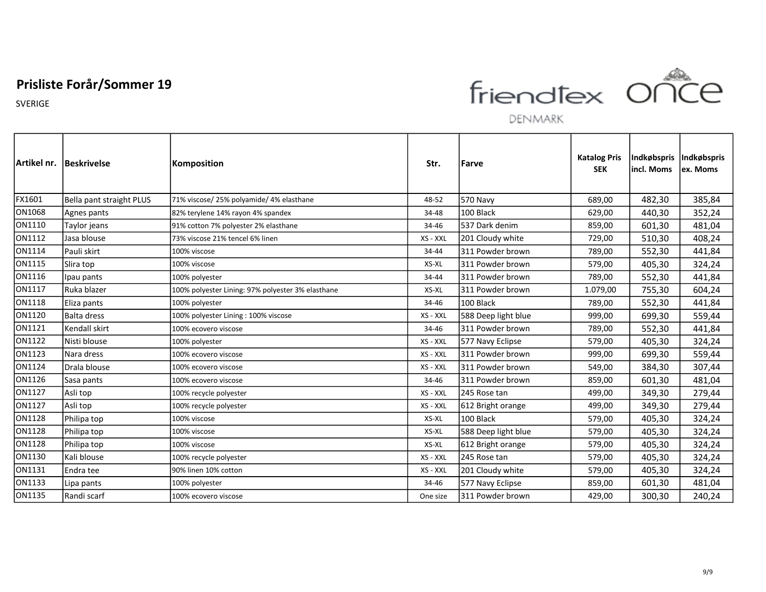# Prisliste Forår/Sommer 19

SVERIGE

friendtex DENMARK once

| Artikel nr. | Beskrivelse | Komposition | Str. | Farve | Katalog Pris SEK | Indkøbspris incl. Moms | Indkøbspris ex. Moms |
|---|---|---|---|---|---|---|---|
| FX1601 | Bella pant straight PLUS | 71% viscose/ 25% polyamide/ 4% elasthane | 48-52 | 570 Navy | 689,00 | 482,30 | 385,84 |
| ON1068 | Agnes pants | 82% terylene 14% rayon 4% spandex | 34-48 | 100 Black | 629,00 | 440,30 | 352,24 |
| ON1110 | Taylor jeans | 91% cotton 7% polyester 2% elasthane | 34-46 | 537 Dark denim | 859,00 | 601,30 | 481,04 |
| ON1112 | Jasa blouse | 73% viscose 21% tencel 6% linen | XS - XXL | 201 Cloudy white | 729,00 | 510,30 | 408,24 |
| ON1114 | Pauli skirt | 100% viscose | 34-44 | 311 Powder brown | 789,00 | 552,30 | 441,84 |
| ON1115 | Slira top | 100% viscose | XS-XL | 311 Powder brown | 579,00 | 405,30 | 324,24 |
| ON1116 | Ipau pants | 100% polyester | 34-44 | 311 Powder brown | 789,00 | 552,30 | 441,84 |
| ON1117 | Ruka blazer | 100% polyester Lining: 97% polyester 3% elasthane | XS-XL | 311 Powder brown | 1.079,00 | 755,30 | 604,24 |
| ON1118 | Eliza pants | 100% polyester | 34-46 | 100 Black | 789,00 | 552,30 | 441,84 |
| ON1120 | Balta dress | 100% polyester Lining : 100% viscose | XS - XXL | 588 Deep light blue | 999,00 | 699,30 | 559,44 |
| ON1121 | Kendall skirt | 100% ecovero viscose | 34-46 | 311 Powder brown | 789,00 | 552,30 | 441,84 |
| ON1122 | Nisti blouse | 100% polyester | XS - XXL | 577 Navy Eclipse | 579,00 | 405,30 | 324,24 |
| ON1123 | Nara dress | 100% ecovero viscose | XS - XXL | 311 Powder brown | 999,00 | 699,30 | 559,44 |
| ON1124 | Drala blouse | 100% ecovero viscose | XS - XXL | 311 Powder brown | 549,00 | 384,30 | 307,44 |
| ON1126 | Sasa pants | 100% ecovero viscose | 34-46 | 311 Powder brown | 859,00 | 601,30 | 481,04 |
| ON1127 | Asli top | 100% recycle polyester | XS - XXL | 245 Rose tan | 499,00 | 349,30 | 279,44 |
| ON1127 | Asli top | 100% recycle polyester | XS - XXL | 612 Bright orange | 499,00 | 349,30 | 279,44 |
| ON1128 | Philipa top | 100% viscose | XS-XL | 100 Black | 579,00 | 405,30 | 324,24 |
| ON1128 | Philipa top | 100% viscose | XS-XL | 588 Deep light blue | 579,00 | 405,30 | 324,24 |
| ON1128 | Philipa top | 100% viscose | XS-XL | 612 Bright orange | 579,00 | 405,30 | 324,24 |
| ON1130 | Kali blouse | 100% recycle polyester | XS - XXL | 245 Rose tan | 579,00 | 405,30 | 324,24 |
| ON1131 | Endra tee | 90% linen 10% cotton | XS - XXL | 201 Cloudy white | 579,00 | 405,30 | 324,24 |
| ON1133 | Lipa pants | 100% polyester | 34-46 | 577 Navy Eclipse | 859,00 | 601,30 | 481,04 |
| ON1135 | Randi scarf | 100% ecovero viscose | One size | 311 Powder brown | 429,00 | 300,30 | 240,24 |